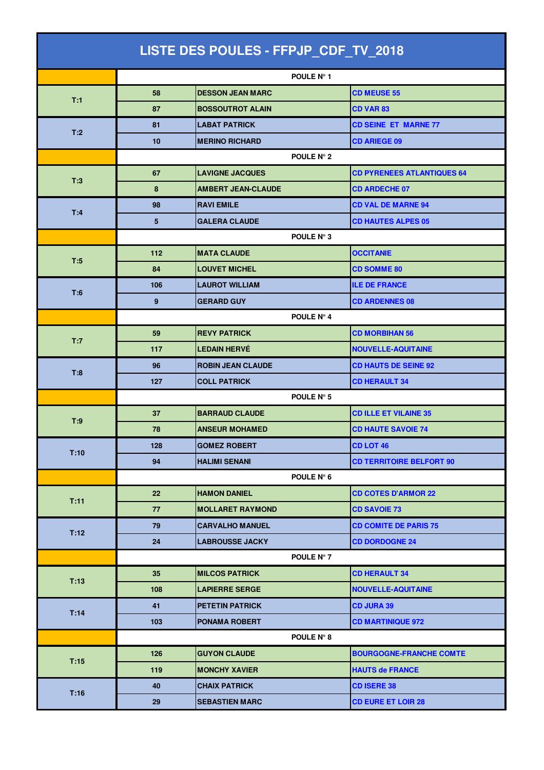# LISTE DES POULES - FFPJP_CDF_TV_2018

| | | | |
|---|---|---|---|
| | POULE N° 1 | | |
| T:1 | 58 | DESSON JEAN MARC | CD MEUSE 55 |
| | 87 | BOSSOUTROT ALAIN | CD VAR 83 |
| T:2 | 81 | LABAT PATRICK | CD SEINE  ET  MARNE 77 |
| | 10 | MERINO RICHARD | CD ARIEGE 09 |
| | POULE N° 2 | | |
| T:3 | 67 | LAVIGNE JACQUES | CD PYRENEES ATLANTIQUES 64 |
| | 8 | AMBERT JEAN-CLAUDE | CD ARDECHE 07 |
| T:4 | 98 | RAVI EMILE | CD VAL DE MARNE 94 |
| | 5 | GALERA CLAUDE | CD HAUTES ALPES 05 |
| | POULE N° 3 | | |
| T:5 | 112 | MATA CLAUDE | OCCITANIE |
| | 84 | LOUVET MICHEL | CD SOMME 80 |
| T:6 | 106 | LAUROT WILLIAM | ILE DE FRANCE |
| | 9 | GERARD GUY | CD ARDENNES 08 |
| | POULE N° 4 | | |
| T:7 | 59 | REVY PATRICK | CD MORBIHAN 56 |
| | 117 | LEDAIN HERVÉ | NOUVELLE-AQUITAINE |
| T:8 | 96 | ROBIN JEAN CLAUDE | CD HAUTS DE SEINE 92 |
| | 127 | COLL PATRICK | CD HERAULT 34 |
| | POULE N° 5 | | |
| T:9 | 37 | BARRAUD CLAUDE | CD ILLE ET VILAINE 35 |
| | 78 | ANSEUR MOHAMED | CD HAUTE SAVOIE 74 |
| T:10 | 128 | GOMEZ ROBERT | CD LOT 46 |
| | 94 | HALIMI SENANI | CD TERRITOIRE BELFORT 90 |
| | POULE N° 6 | | |
| T:11 | 22 | HAMON DANIEL | CD COTES D'ARMOR 22 |
| | 77 | MOLLARET RAYMOND | CD SAVOIE 73 |
| T:12 | 79 | CARVALHO MANUEL | CD COMITE DE PARIS 75 |
| | 24 | LABROUSSE JACKY | CD DORDOGNE 24 |
| | POULE N° 7 | | |
| T:13 | 35 | MILCOS PATRICK | CD HERAULT 34 |
| | 108 | LAPIERRE SERGE | NOUVELLE-AQUITAINE |
| T:14 | 41 | PETETIN PATRICK | CD JURA 39 |
| | 103 | PONAMA ROBERT | CD MARTINIQUE 972 |
| | POULE N° 8 | | |
| T:15 | 126 | GUYON CLAUDE | BOURGOGNE-FRANCHE COMTE |
| | 119 | MONCHY XAVIER | HAUTS de FRANCE |
| T:16 | 40 | CHAIX PATRICK | CD ISERE 38 |
| | 29 | SEBASTIEN MARC | CD EURE ET LOIR 28 |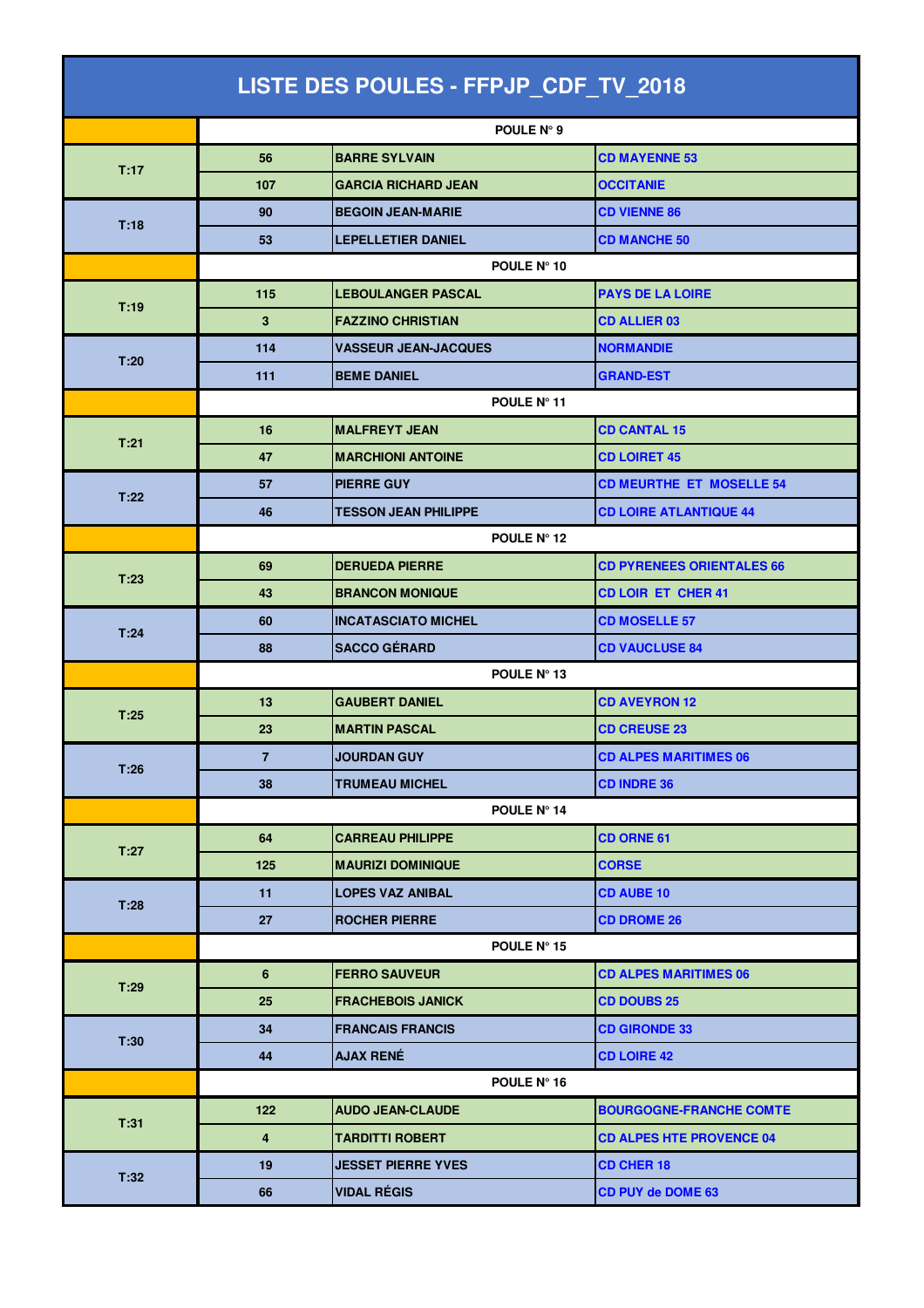# LISTE DES POULES - FFPJP_CDF_TV_2018

| | | | |
|---|---|---|---|
| | POULE N° 9 | | |
| T:17 | 56 | BARRE SYLVAIN | CD MAYENNE 53 |
| | 107 | GARCIA RICHARD JEAN | OCCITANIE |
| T:18 | 90 | BEGOIN JEAN-MARIE | CD VIENNE 86 |
| | 53 | LEPELLETIER DANIEL | CD MANCHE 50 |
| | POULE N° 10 | | |
| T:19 | 115 | LEBOULANGER PASCAL | PAYS DE LA LOIRE |
| | 3 | FAZZINO CHRISTIAN | CD ALLIER 03 |
| T:20 | 114 | VASSEUR JEAN-JACQUES | NORMANDIE |
| | 111 | BEME DANIEL | GRAND-EST |
| | POULE N° 11 | | |
| T:21 | 16 | MALFREYT JEAN | CD CANTAL 15 |
| | 47 | MARCHIONI ANTOINE | CD LOIRET 45 |
| T:22 | 57 | PIERRE GUY | CD MEURTHE ET MOSELLE 54 |
| | 46 | TESSON JEAN PHILIPPE | CD LOIRE ATLANTIQUE 44 |
| | POULE N° 12 | | |
| T:23 | 69 | DERUEDA PIERRE | CD PYRENEES ORIENTALES 66 |
| | 43 | BRANCON MONIQUE | CD LOIR ET CHER 41 |
| T:24 | 60 | INCATASCIATO MICHEL | CD MOSELLE 57 |
| | 88 | SACCO GÉRARD | CD VAUCLUSE 84 |
| | POULE N° 13 | | |
| T:25 | 13 | GAUBERT DANIEL | CD AVEYRON 12 |
| | 23 | MARTIN PASCAL | CD CREUSE 23 |
| T:26 | 7 | JOURDAN GUY | CD ALPES MARITIMES 06 |
| | 38 | TRUMEAU MICHEL | CD INDRE 36 |
| | POULE N° 14 | | |
| T:27 | 64 | CARREAU PHILIPPE | CD ORNE 61 |
| | 125 | MAURIZI DOMINIQUE | CORSE |
| T:28 | 11 | LOPES VAZ ANIBAL | CD AUBE 10 |
| | 27 | ROCHER PIERRE | CD DROME 26 |
| | POULE N° 15 | | |
| T:29 | 6 | FERRO SAUVEUR | CD ALPES MARITIMES 06 |
| | 25 | FRACHEBOIS JANICK | CD DOUBS 25 |
| T:30 | 34 | FRANCAIS FRANCIS | CD GIRONDE 33 |
| | 44 | AJAX RENÉ | CD LOIRE 42 |
| | POULE N° 16 | | |
| T:31 | 122 | AUDO JEAN-CLAUDE | BOURGOGNE-FRANCHE COMTE |
| | 4 | TARDITTI ROBERT | CD ALPES HTE PROVENCE 04 |
| T:32 | 19 | JESSET PIERRE YVES | CD CHER 18 |
| | 66 | VIDAL RÉGIS | CD PUY de DOME 63 |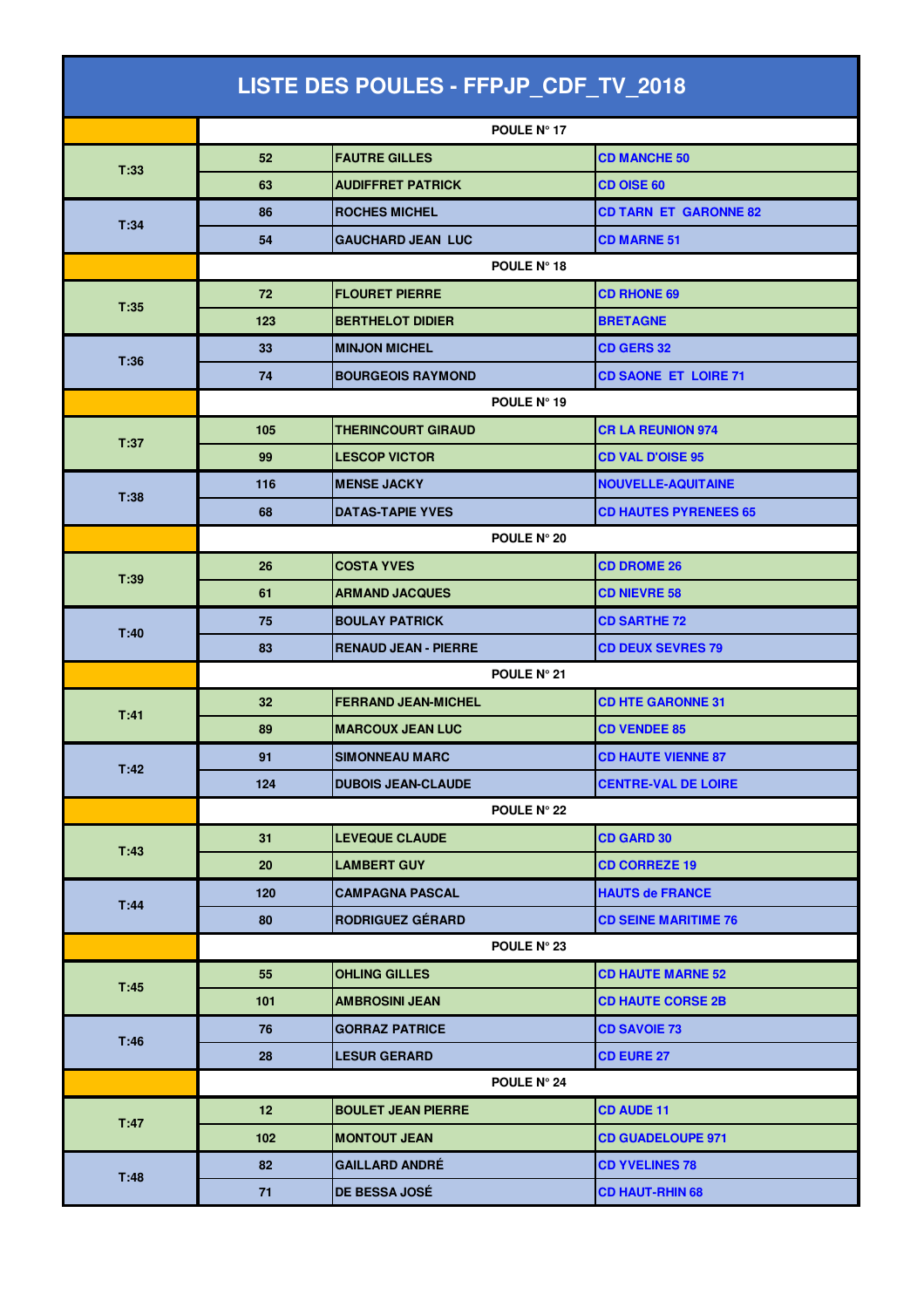# LISTE DES POULES - FFPJP_CDF_TV_2018

| | | | |
|---|---|---|---|
| | **POULE N° 17** | | |
| T:33 | 52 | FAUTRE GILLES | CD MANCHE 50 |
| | 63 | AUDIFFRET PATRICK | CD OISE 60 |
| T:34 | 86 | ROCHES MICHEL | CD TARN ET GARONNE 82 |
| | 54 | GAUCHARD JEAN LUC | CD MARNE 51 |
| | **POULE N° 18** | | |
| T:35 | 72 | FLOURET PIERRE | CD RHONE 69 |
| | 123 | BERTHELOT DIDIER | BRETAGNE |
| T:36 | 33 | MINJON MICHEL | CD GERS 32 |
| | 74 | BOURGEOIS RAYMOND | CD SAONE ET LOIRE 71 |
| | **POULE N° 19** | | |
| T:37 | 105 | THERINCOURT GIRAUD | CR LA REUNION 974 |
| | 99 | LESCOP VICTOR | CD VAL D'OISE 95 |
| T:38 | 116 | MENSE JACKY | NOUVELLE-AQUITAINE |
| | 68 | DATAS-TAPIE YVES | CD HAUTES PYRENEES 65 |
| | **POULE N° 20** | | |
| T:39 | 26 | COSTA YVES | CD DROME 26 |
| | 61 | ARMAND JACQUES | CD NIEVRE 58 |
| T:40 | 75 | BOULAY PATRICK | CD SARTHE 72 |
| | 83 | RENAUD JEAN - PIERRE | CD DEUX SEVRES 79 |
| | **POULE N° 21** | | |
| T:41 | 32 | FERRAND JEAN-MICHEL | CD HTE GARONNE 31 |
| | 89 | MARCOUX JEAN LUC | CD VENDEE 85 |
| T:42 | 91 | SIMONNEAU MARC | CD HAUTE VIENNE 87 |
| | 124 | DUBOIS JEAN-CLAUDE | CENTRE-VAL DE LOIRE |
| | **POULE N° 22** | | |
| T:43 | 31 | LEVEQUE CLAUDE | CD GARD 30 |
| | 20 | LAMBERT GUY | CD CORREZE 19 |
| T:44 | 120 | CAMPAGNA PASCAL | HAUTS de FRANCE |
| | 80 | RODRIGUEZ GÉRARD | CD SEINE MARITIME 76 |
| | **POULE N° 23** | | |
| T:45 | 55 | OHLING GILLES | CD HAUTE MARNE 52 |
| | 101 | AMBROSINI JEAN | CD HAUTE CORSE 2B |
| T:46 | 76 | GORRAZ PATRICE | CD SAVOIE 73 |
| | 28 | LESUR GERARD | CD EURE 27 |
| | **POULE N° 24** | | |
| T:47 | 12 | BOULET JEAN PIERRE | CD AUDE 11 |
| | 102 | MONTOUT JEAN | CD GUADELOUPE 971 |
| T:48 | 82 | GAILLARD ANDRÉ | CD YVELINES 78 |
| | 71 | DE BESSA JOSÉ | CD HAUT-RHIN 68 |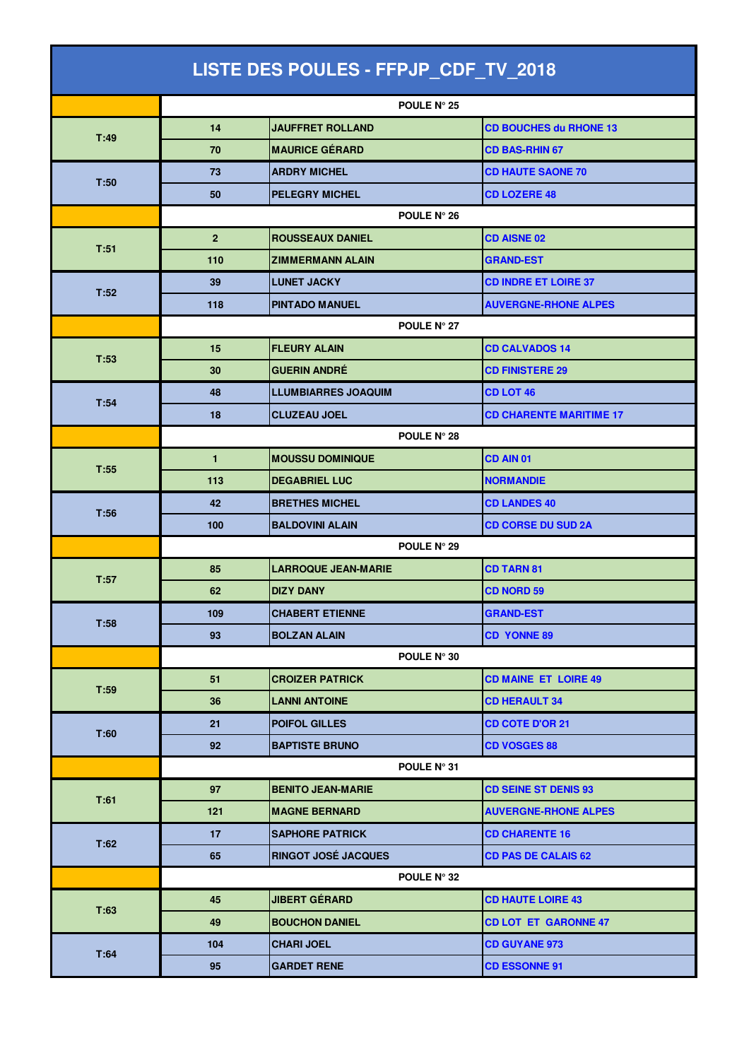# LISTE DES POULES - FFPJP_CDF_TV_2018

| | | | |
|---|---|---|---|
| | POULE N° 25 | | |
| T:49 | 14 | JAUFFRET ROLLAND | CD BOUCHES du RHONE 13 |
| | 70 | MAURICE GÉRARD | CD BAS-RHIN 67 |
| T:50 | 73 | ARDRY MICHEL | CD HAUTE SAONE 70 |
| | 50 | PELEGRY MICHEL | CD LOZERE 48 |
| | POULE N° 26 | | |
| T:51 | 2 | ROUSSEAUX DANIEL | CD AISNE 02 |
| | 110 | ZIMMERMANN ALAIN | GRAND-EST |
| T:52 | 39 | LUNET JACKY | CD INDRE ET LOIRE 37 |
| | 118 | PINTADO MANUEL | AUVERGNE-RHONE ALPES |
| | POULE N° 27 | | |
| T:53 | 15 | FLEURY ALAIN | CD CALVADOS 14 |
| | 30 | GUERIN ANDRÉ | CD FINISTERE 29 |
| T:54 | 48 | LLUMBIARRES JOAQUIM | CD LOT 46 |
| | 18 | CLUZEAU JOEL | CD CHARENTE MARITIME 17 |
| | POULE N° 28 | | |
| T:55 | 1 | MOUSSU DOMINIQUE | CD AIN 01 |
| | 113 | DEGABRIEL LUC | NORMANDIE |
| T:56 | 42 | BRETHES MICHEL | CD LANDES 40 |
| | 100 | BALDOVINI ALAIN | CD CORSE DU SUD 2A |
| | POULE N° 29 | | |
| T:57 | 85 | LARROQUE JEAN-MARIE | CD TARN 81 |
| | 62 | DIZY DANY | CD NORD 59 |
| T:58 | 109 | CHABERT ETIENNE | GRAND-EST |
| | 93 | BOLZAN ALAIN | CD YONNE 89 |
| | POULE N° 30 | | |
| T:59 | 51 | CROIZER PATRICK | CD MAINE ET LOIRE 49 |
| | 36 | LANNI ANTOINE | CD HERAULT 34 |
| T:60 | 21 | POIFOL GILLES | CD COTE D'OR 21 |
| | 92 | BAPTISTE BRUNO | CD VOSGES 88 |
| | POULE N° 31 | | |
| T:61 | 97 | BENITO JEAN-MARIE | CD SEINE ST DENIS 93 |
| | 121 | MAGNE BERNARD | AUVERGNE-RHONE ALPES |
| T:62 | 17 | SAPHORE PATRICK | CD CHARENTE 16 |
| | 65 | RINGOT JOSÉ JACQUES | CD PAS DE CALAIS 62 |
| | POULE N° 32 | | |
| T:63 | 45 | JIBERT GÉRARD | CD HAUTE LOIRE 43 |
| | 49 | BOUCHON DANIEL | CD LOT ET GARONNE 47 |
| T:64 | 104 | CHARI JOEL | CD GUYANE 973 |
| | 95 | GARDET RENE | CD ESSONNE 91 |